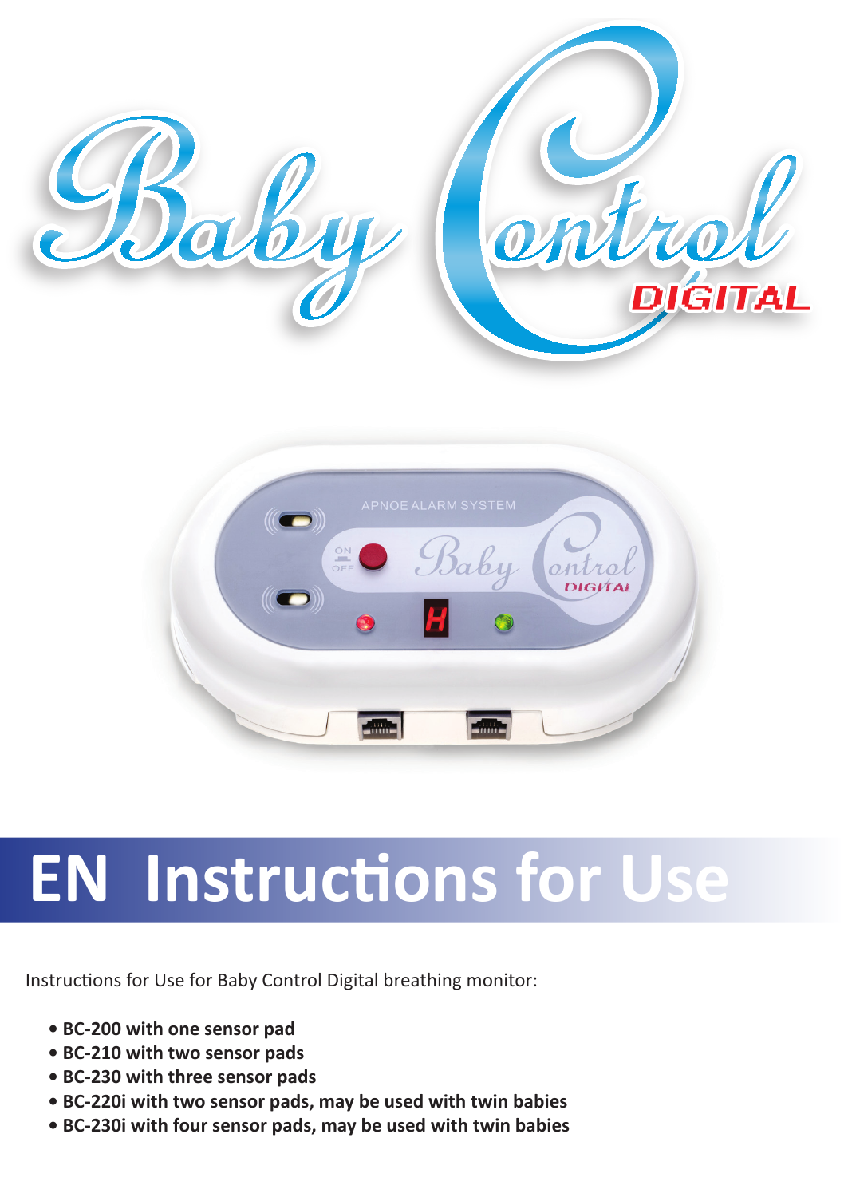# Baby Control DIGITAL

# EN Instructions for Use

Instructions for Use for Baby Control Digital breathing monitor:

- **BC-200 with one sensor pad**
- **BC-210 with two sensor pads**
- **BC-230 with three sensor pads**
- **BC-220i with two sensor pads, may be used with twin babies**
- **BC-230i with four sensor pads, may be used with twin babies**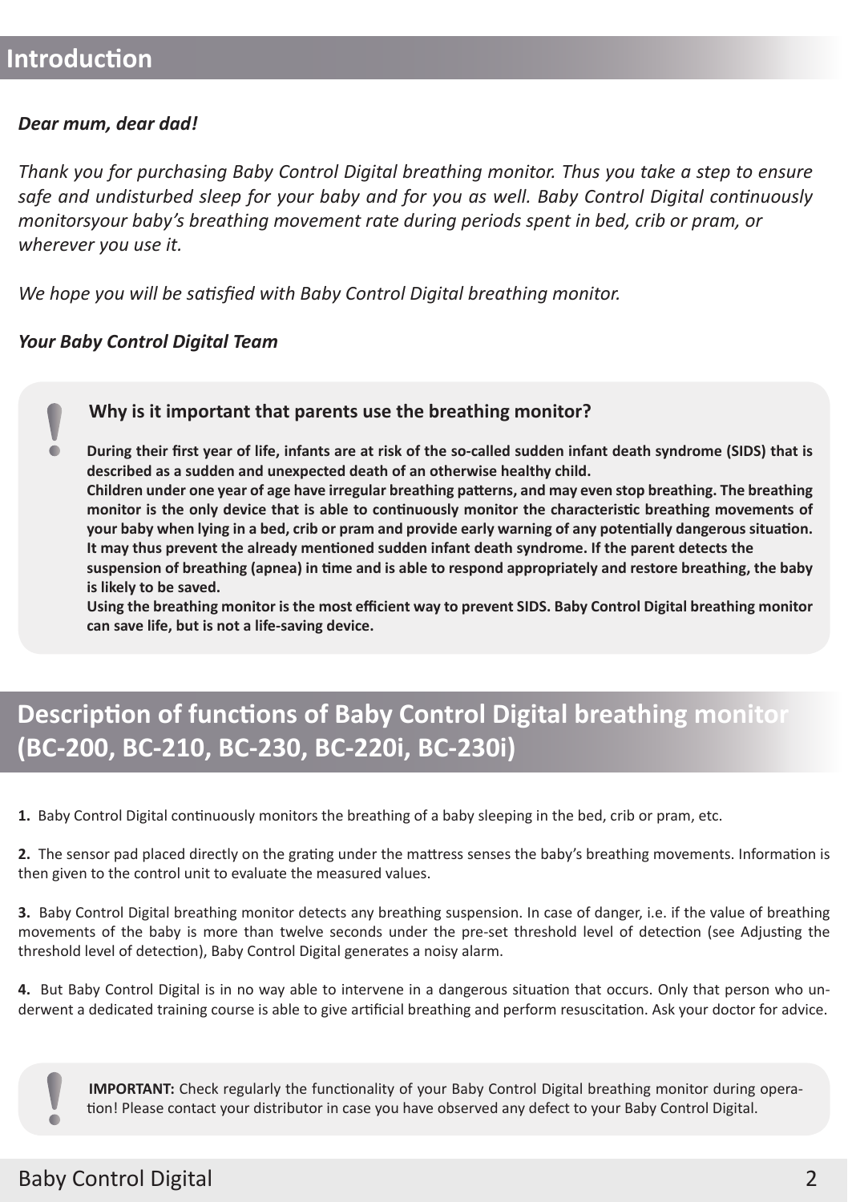## Introduction

***Dear mum, dear dad!***

*Thank you for purchasing Baby Control Digital breathing monitor. Thus you take a step to ensure safe and undisturbed sleep for your baby and for you as well. Baby Control Digital continuously monitorsyour baby's breathing movement rate during periods spent in bed, crib or pram, or wherever you use it.*

*We hope you will be satisfied with Baby Control Digital breathing monitor.*

***Your Baby Control Digital Team***

> **Why is it important that parents use the breathing monitor?**
>
> **During their first year of life, infants are at risk of the so-called sudden infant death syndrome (SIDS) that is described as a sudden and unexpected death of an otherwise healthy child.**
> **Children under one year of age have irregular breathing patterns, and may even stop breathing. The breathing monitor is the only device that is able to continuously monitor the characteristic breathing movements of your baby when lying in a bed, crib or pram and provide early warning of any potentially dangerous situation. It may thus prevent the already mentioned sudden infant death syndrome. If the parent detects the suspension of breathing (apnea) in time and is able to respond appropriately and restore breathing, the baby is likely to be saved.**
> **Using the breathing monitor is the most efficient way to prevent SIDS. Baby Control Digital breathing monitor can save life, but is not a life-saving device.**

## Description of functions of Baby Control Digital breathing monitor (BC-200, BC-210, BC-230, BC-220i, BC-230i)

**1.** Baby Control Digital continuously monitors the breathing of a baby sleeping in the bed, crib or pram, etc.

**2.** The sensor pad placed directly on the grating under the mattress senses the baby's breathing movements. Information is then given to the control unit to evaluate the measured values.

**3.** Baby Control Digital breathing monitor detects any breathing suspension. In case of danger, i.e. if the value of breathing movements of the baby is more than twelve seconds under the pre-set threshold level of detection (see Adjusting the threshold level of detection), Baby Control Digital generates a noisy alarm.

**4.** But Baby Control Digital is in no way able to intervene in a dangerous situation that occurs. Only that person who underwent a dedicated training course is able to give artificial breathing and perform resuscitation. Ask your doctor for advice.

> **IMPORTANT:** Check regularly the functionality of your Baby Control Digital breathing monitor during operation! Please contact your distributor in case you have observed any defect to your Baby Control Digital.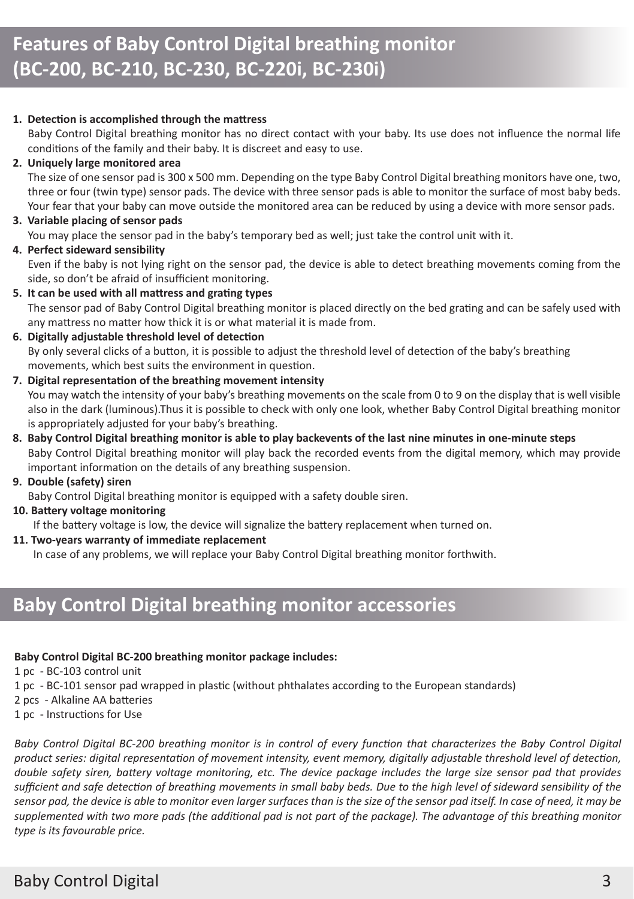## Features of Baby Control Digital breathing monitor (BC-200, BC-210, BC-230, BC-220i, BC-230i)

1. **Detection is accomplished through the mattress**
   Baby Control Digital breathing monitor has no direct contact with your baby. Its use does not influence the normal life conditions of the family and their baby. It is discreet and easy to use.
2. **Uniquely large monitored area**
   The size of one sensor pad is 300 x 500 mm. Depending on the type Baby Control Digital breathing monitors have one, two, three or four (twin type) sensor pads. The device with three sensor pads is able to monitor the surface of most baby beds. Your fear that your baby can move outside the monitored area can be reduced by using a device with more sensor pads.
3. **Variable placing of sensor pads**
   You may place the sensor pad in the baby's temporary bed as well; just take the control unit with it.
4. **Perfect sideward sensibility**
   Even if the baby is not lying right on the sensor pad, the device is able to detect breathing movements coming from the side, so don't be afraid of insufficient monitoring.
5. **It can be used with all mattress and grating types**
   The sensor pad of Baby Control Digital breathing monitor is placed directly on the bed grating and can be safely used with any mattress no matter how thick it is or what material it is made from.
6. **Digitally adjustable threshold level of detection**
   By only several clicks of a button, it is possible to adjust the threshold level of detection of the baby's breathing movements, which best suits the environment in question.
7. **Digital representation of the breathing movement intensity**
   You may watch the intensity of your baby's breathing movements on the scale from 0 to 9 on the display that is well visible also in the dark (luminous).Thus it is possible to check with only one look, whether Baby Control Digital breathing monitor is appropriately adjusted for your baby's breathing.
8. **Baby Control Digital breathing monitor is able to play backevents of the last nine minutes in one-minute steps**
   Baby Control Digital breathing monitor will play back the recorded events from the digital memory, which may provide important information on the details of any breathing suspension.
9. **Double (safety) siren**
   Baby Control Digital breathing monitor is equipped with a safety double siren.
10. **Battery voltage monitoring**
    If the battery voltage is low, the device will signalize the battery replacement when turned on.
11. **Two-years warranty of immediate replacement**
    In case of any problems, we will replace your Baby Control Digital breathing monitor forthwith.

## Baby Control Digital breathing monitor accessories

**Baby Control Digital BC-200 breathing monitor package includes:**

1 pc - BC-103 control unit
1 pc - BC-101 sensor pad wrapped in plastic (without phthalates according to the European standards)
2 pcs - Alkaline AA batteries
1 pc - Instructions for Use

*Baby Control Digital BC-200 breathing monitor is in control of every function that characterizes the Baby Control Digital product series: digital representation of movement intensity, event memory, digitally adjustable threshold level of detection, double safety siren, battery voltage monitoring, etc. The device package includes the large size sensor pad that provides sufficient and safe detection of breathing movements in small baby beds. Due to the high level of sideward sensibility of the sensor pad, the device is able to monitor even larger surfaces than is the size of the sensor pad itself. In case of need, it may be supplemented with two more pads (the additional pad is not part of the package). The advantage of this breathing monitor type is its favourable price.*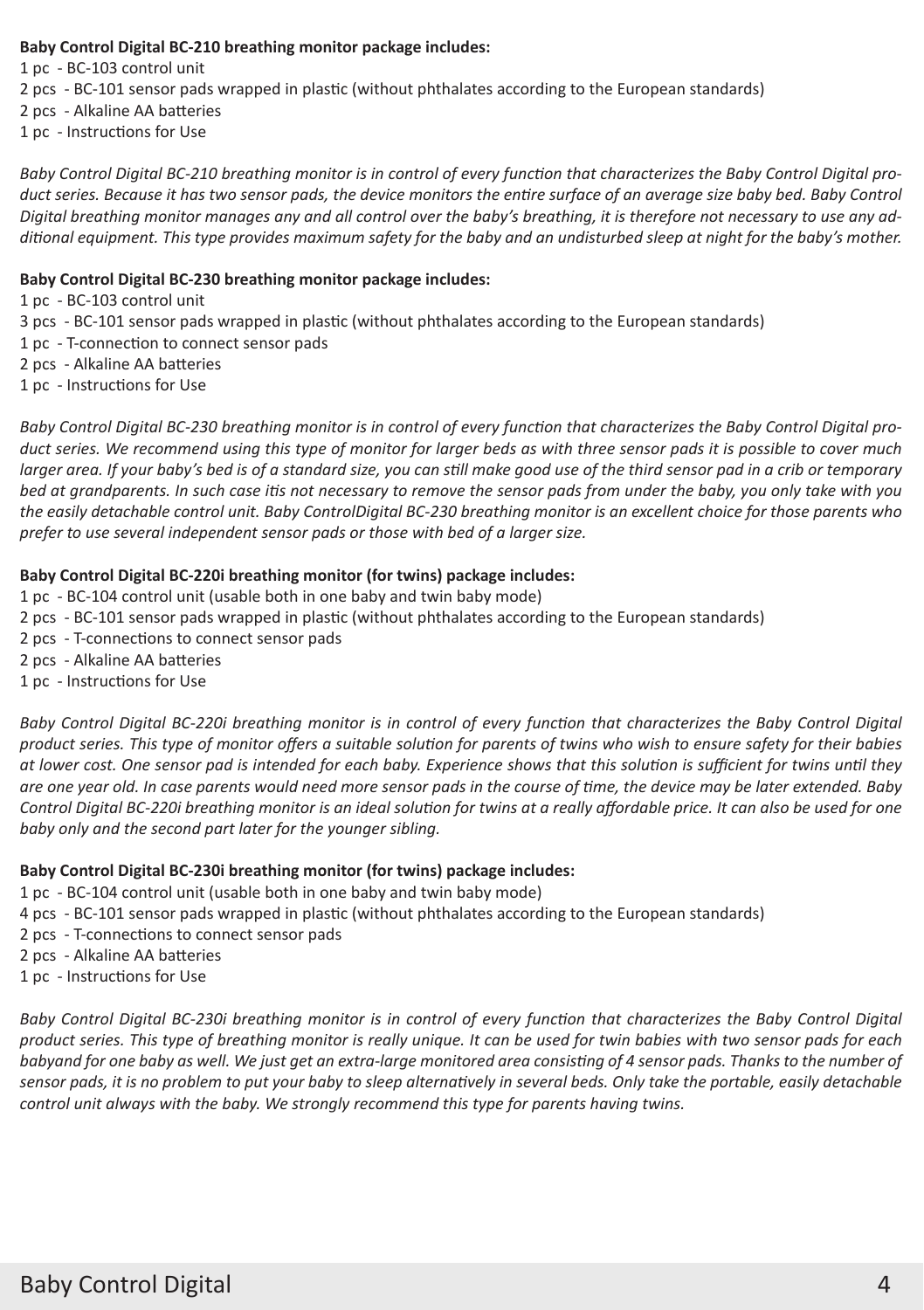**Baby Control Digital BC-210 breathing monitor package includes:**

1 pc - BC-103 control unit
2 pcs - BC-101 sensor pads wrapped in plastic (without phthalates according to the European standards)
2 pcs - Alkaline AA batteries
1 pc - Instructions for Use

*Baby Control Digital BC-210 breathing monitor is in control of every function that characterizes the Baby Control Digital product series. Because it has two sensor pads, the device monitors the entire surface of an average size baby bed. Baby Control Digital breathing monitor manages any and all control over the baby's breathing, it is therefore not necessary to use any additional equipment. This type provides maximum safety for the baby and an undisturbed sleep at night for the baby's mother.*

**Baby Control Digital BC-230 breathing monitor package includes:**

1 pc - BC-103 control unit
3 pcs - BC-101 sensor pads wrapped in plastic (without phthalates according to the European standards)
1 pc - T-connection to connect sensor pads
2 pcs - Alkaline AA batteries
1 pc - Instructions for Use

*Baby Control Digital BC-230 breathing monitor is in control of every function that characterizes the Baby Control Digital product series. We recommend using this type of monitor for larger beds as with three sensor pads it is possible to cover much larger area. If your baby's bed is of a standard size, you can still make good use of the third sensor pad in a crib or temporary bed at grandparents. In such case itis not necessary to remove the sensor pads from under the baby, you only take with you the easily detachable control unit. Baby ControlDigital BC-230 breathing monitor is an excellent choice for those parents who prefer to use several independent sensor pads or those with bed of a larger size.*

**Baby Control Digital BC-220i breathing monitor (for twins) package includes:**

1 pc - BC-104 control unit (usable both in one baby and twin baby mode)
2 pcs - BC-101 sensor pads wrapped in plastic (without phthalates according to the European standards)
2 pcs - T-connections to connect sensor pads
2 pcs - Alkaline AA batteries
1 pc - Instructions for Use

*Baby Control Digital BC-220i breathing monitor is in control of every function that characterizes the Baby Control Digital product series. This type of monitor offers a suitable solution for parents of twins who wish to ensure safety for their babies at lower cost. One sensor pad is intended for each baby. Experience shows that this solution is sufficient for twins until they are one year old. In case parents would need more sensor pads in the course of time, the device may be later extended. Baby Control Digital BC-220i breathing monitor is an ideal solution for twins at a really affordable price. It can also be used for one baby only and the second part later for the younger sibling.*

**Baby Control Digital BC-230i breathing monitor (for twins) package includes:**

1 pc - BC-104 control unit (usable both in one baby and twin baby mode)
4 pcs - BC-101 sensor pads wrapped in plastic (without phthalates according to the European standards)
2 pcs - T-connections to connect sensor pads
2 pcs - Alkaline AA batteries
1 pc - Instructions for Use

*Baby Control Digital BC-230i breathing monitor is in control of every function that characterizes the Baby Control Digital product series. This type of breathing monitor is really unique. It can be used for twin babies with two sensor pads for each babyand for one baby as well. We just get an extra-large monitored area consisting of 4 sensor pads. Thanks to the number of sensor pads, it is no problem to put your baby to sleep alternatively in several beds. Only take the portable, easily detachable control unit always with the baby. We strongly recommend this type for parents having twins.*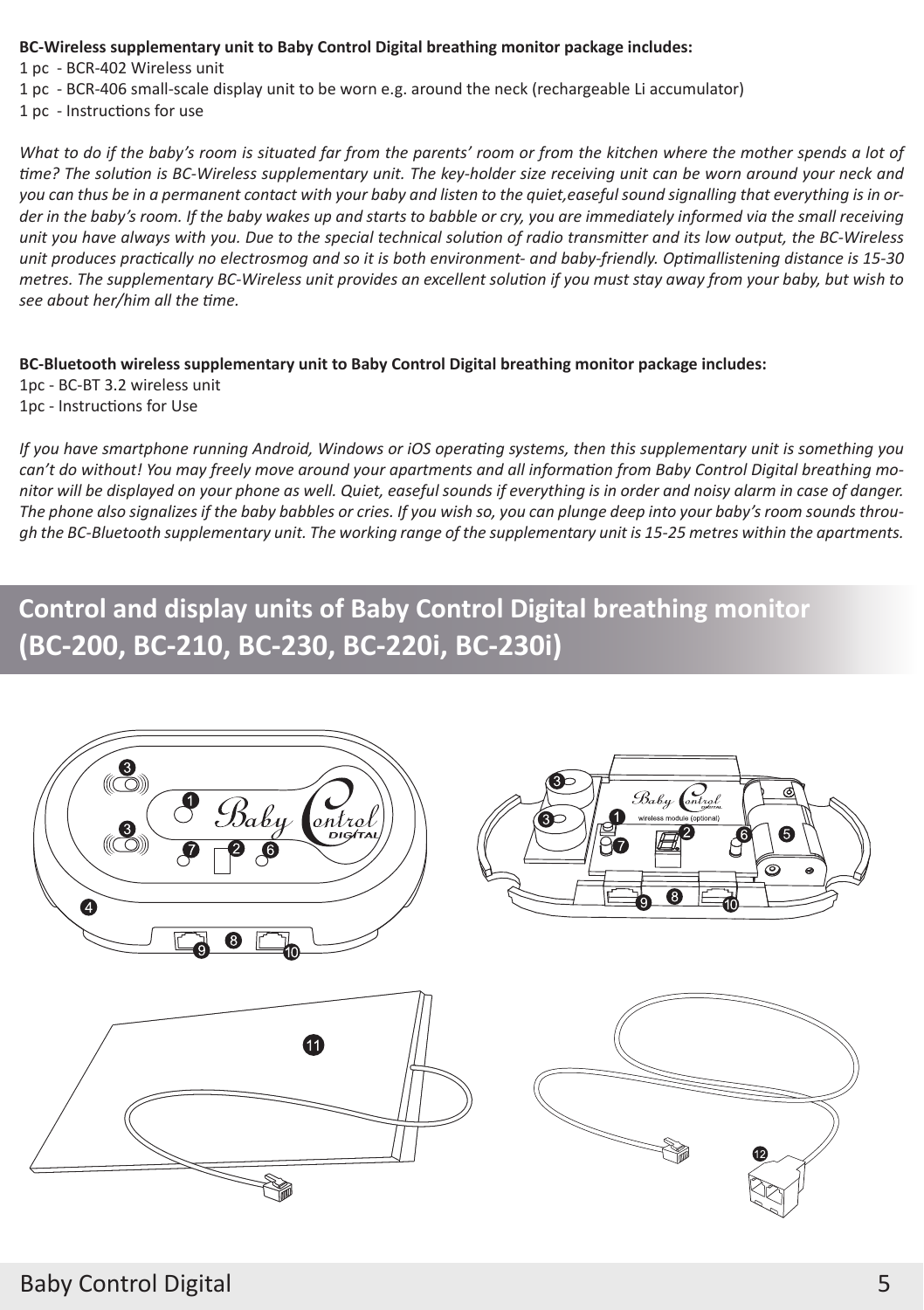**BC-Wireless supplementary unit to Baby Control Digital breathing monitor package includes:**

1 pc - BCR-402 Wireless unit

1 pc - BCR-406 small-scale display unit to be worn e.g. around the neck (rechargeable Li accumulator)

1 pc - Instructions for use

*What to do if the baby's room is situated far from the parents' room or from the kitchen where the mother spends a lot of time? The solution is BC-Wireless supplementary unit. The key-holder size receiving unit can be worn around your neck and you can thus be in a permanent contact with your baby and listen to the quiet,easeful sound signalling that everything is in order in the baby's room. If the baby wakes up and starts to babble or cry, you are immediately informed via the small receiving unit you have always with you. Due to the special technical solution of radio transmitter and its low output, the BC-Wireless unit produces practically no electrosmog and so it is both environment- and baby-friendly. Optimallistening distance is 15-30 metres. The supplementary BC-Wireless unit provides an excellent solution if you must stay away from your baby, but wish to see about her/him all the time.*

**BC-Bluetooth wireless supplementary unit to Baby Control Digital breathing monitor package includes:**

1pc - BC-BT 3.2 wireless unit

1pc - Instructions for Use

*If you have smartphone running Android, Windows or iOS operating systems, then this supplementary unit is something you can't do without! You may freely move around your apartments and all information from Baby Control Digital breathing monitor will be displayed on your phone as well. Quiet, easeful sounds if everything is in order and noisy alarm in case of danger. The phone also signalizes if the baby babbles or cries. If you wish so, you can plunge deep into your baby's room sounds through the BC-Bluetooth supplementary unit. The working range of the supplementary unit is 15-25 metres within the apartments.*

## Control and display units of Baby Control Digital breathing monitor (BC-200, BC-210, BC-230, BC-220i, BC-230i)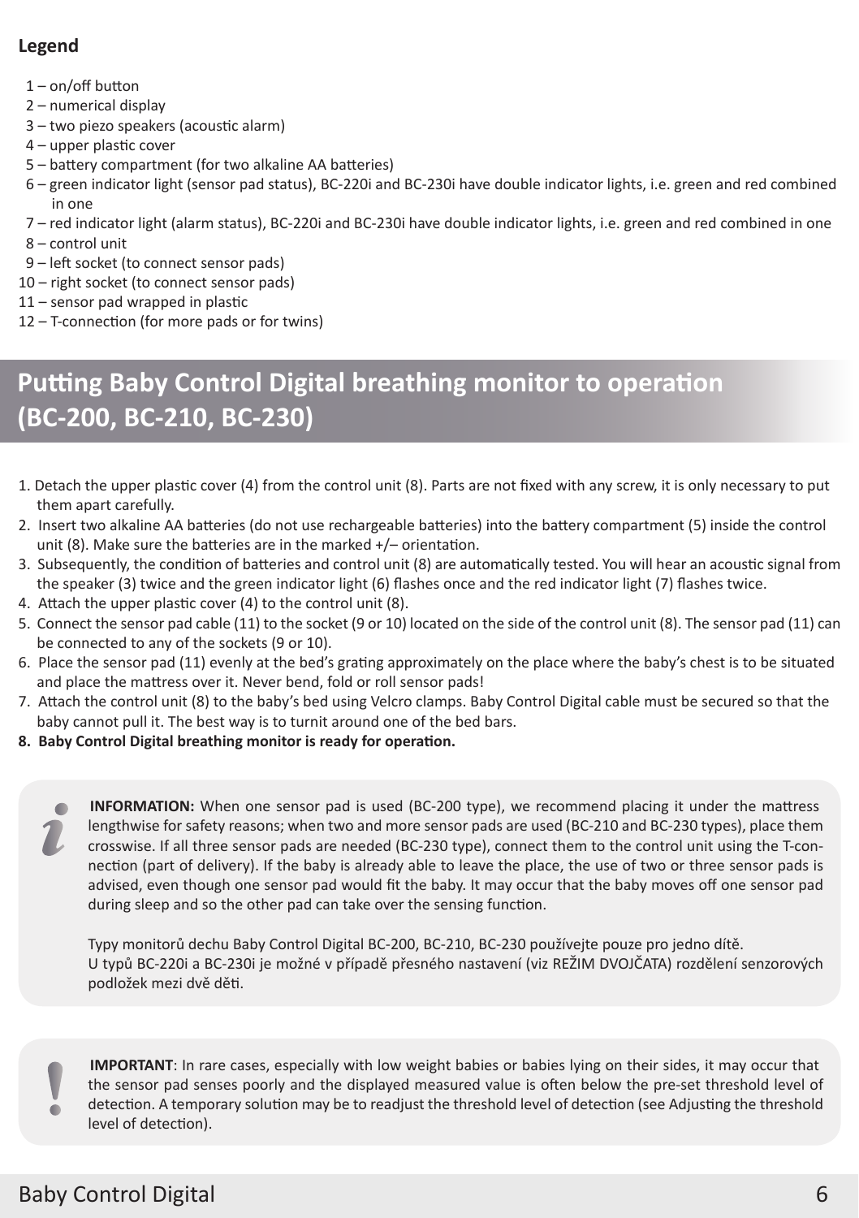**Legend**

1 – on/off button
2 – numerical display
3 – two piezo speakers (acoustic alarm)
4 – upper plastic cover
5 – battery compartment (for two alkaline AA batteries)
6 – green indicator light (sensor pad status), BC-220i and BC-230i have double indicator lights, i.e. green and red combined in one
7 – red indicator light (alarm status), BC-220i and BC-230i have double indicator lights, i.e. green and red combined in one
8 – control unit
9 – left socket (to connect sensor pads)
10 – right socket (to connect sensor pads)
11 – sensor pad wrapped in plastic
12 – T-connection (for more pads or for twins)

## Putting Baby Control Digital breathing monitor to operation (BC-200, BC-210, BC-230)

1. Detach the upper plastic cover (4) from the control unit (8). Parts are not fixed with any screw, it is only necessary to put them apart carefully.
2. Insert two alkaline AA batteries (do not use rechargeable batteries) into the battery compartment (5) inside the control unit (8). Make sure the batteries are in the marked +/– orientation.
3. Subsequently, the condition of batteries and control unit (8) are automatically tested. You will hear an acoustic signal from the speaker (3) twice and the green indicator light (6) flashes once and the red indicator light (7) flashes twice.
4. Attach the upper plastic cover (4) to the control unit (8).
5. Connect the sensor pad cable (11) to the socket (9 or 10) located on the side of the control unit (8). The sensor pad (11) can be connected to any of the sockets (9 or 10).
6. Place the sensor pad (11) evenly at the bed's grating approximately on the place where the baby's chest is to be situated and place the mattress over it. Never bend, fold or roll sensor pads!
7. Attach the control unit (8) to the baby's bed using Velcro clamps. Baby Control Digital cable must be secured so that the baby cannot pull it. The best way is to turnit around one of the bed bars.
8. **Baby Control Digital breathing monitor is ready for operation.**

**INFORMATION:** When one sensor pad is used (BC-200 type), we recommend placing it under the mattress lengthwise for safety reasons; when two and more sensor pads are used (BC-210 and BC-230 types), place them crosswise. If all three sensor pads are needed (BC-230 type), connect them to the control unit using the T-connection (part of delivery). If the baby is already able to leave the place, the use of two or three sensor pads is advised, even though one sensor pad would fit the baby. It may occur that the baby moves off one sensor pad during sleep and so the other pad can take over the sensing function.

Typy monitorů dechu Baby Control Digital BC-200, BC-210, BC-230 používejte pouze pro jedno dítě.
U typů BC-220i a BC-230i je možné v případě přesného nastavení (viz REŽIM DVOJČATA) rozdělení senzorových podložek mezi dvě děti.

**IMPORTANT**: In rare cases, especially with low weight babies or babies lying on their sides, it may occur that the sensor pad senses poorly and the displayed measured value is often below the pre-set threshold level of detection. A temporary solution may be to readjust the threshold level of detection (see Adjusting the threshold level of detection).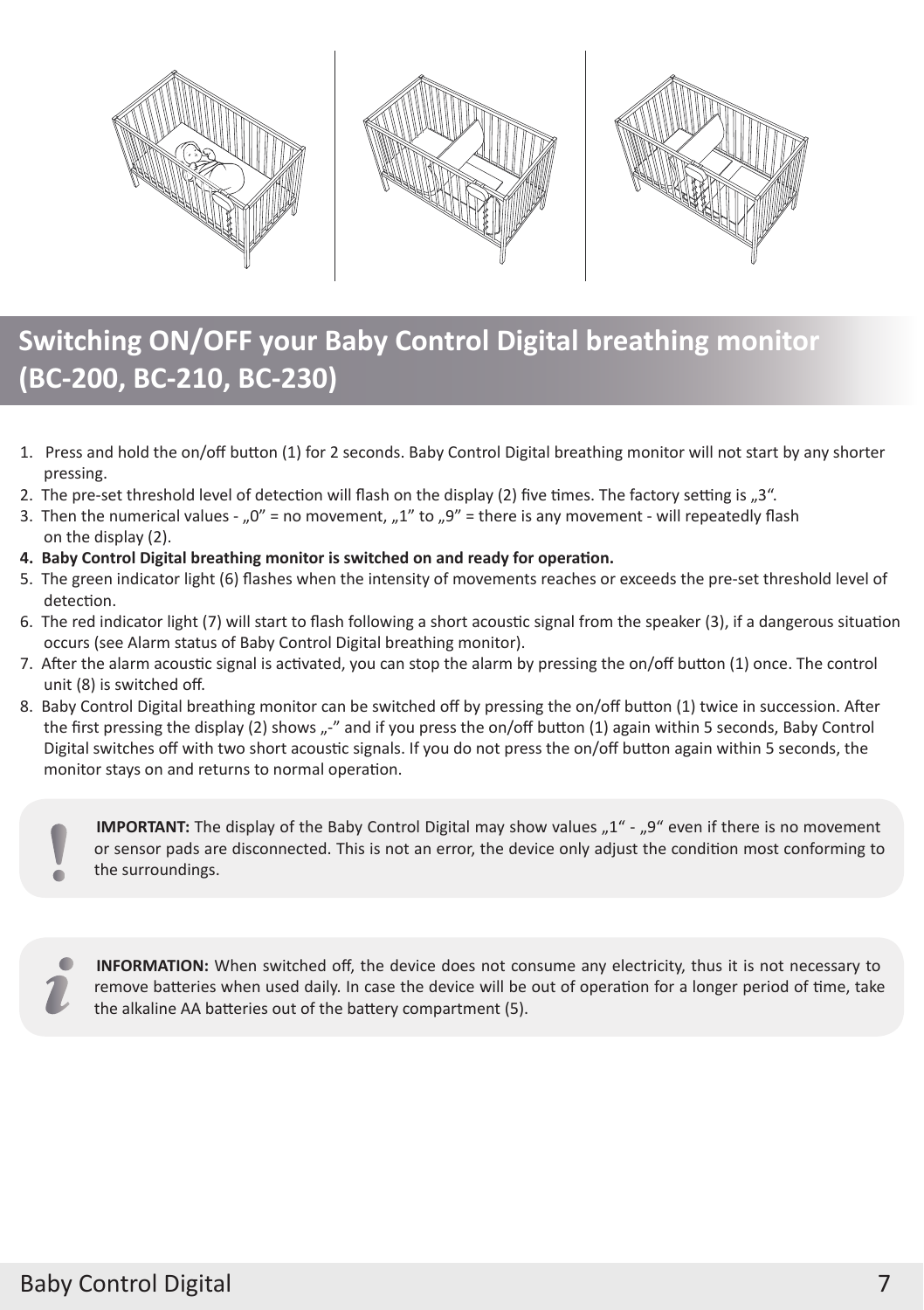## Switching ON/OFF your Baby Control Digital breathing monitor (BC-200, BC-210, BC-230)

1. Press and hold the on/off button (1) for 2 seconds. Baby Control Digital breathing monitor will not start by any shorter pressing.
2. The pre-set threshold level of detection will flash on the display (2) five times. The factory setting is „3“.
3. Then the numerical values - „0” = no movement, „1” to „9” = there is any movement - will repeatedly flash on the display (2).
4. **Baby Control Digital breathing monitor is switched on and ready for operation.**
5. The green indicator light (6) flashes when the intensity of movements reaches or exceeds the pre-set threshold level of detection.
6. The red indicator light (7) will start to flash following a short acoustic signal from the speaker (3), if a dangerous situation occurs (see Alarm status of Baby Control Digital breathing monitor).
7. After the alarm acoustic signal is activated, you can stop the alarm by pressing the on/off button (1) once. The control unit (8) is switched off.
8. Baby Control Digital breathing monitor can be switched off by pressing the on/off button (1) twice in succession. After the first pressing the display (2) shows „-” and if you press the on/off button (1) again within 5 seconds, Baby Control Digital switches off with two short acoustic signals. If you do not press the on/off button again within 5 seconds, the monitor stays on and returns to normal operation.

**IMPORTANT:** The display of the Baby Control Digital may show values „1“ - „9“ even if there is no movement or sensor pads are disconnected. This is not an error, the device only adjust the condition most conforming to the surroundings.

**INFORMATION:** When switched off, the device does not consume any electricity, thus it is not necessary to remove batteries when used daily. In case the device will be out of operation for a longer period of time, take the alkaline AA batteries out of the battery compartment (5).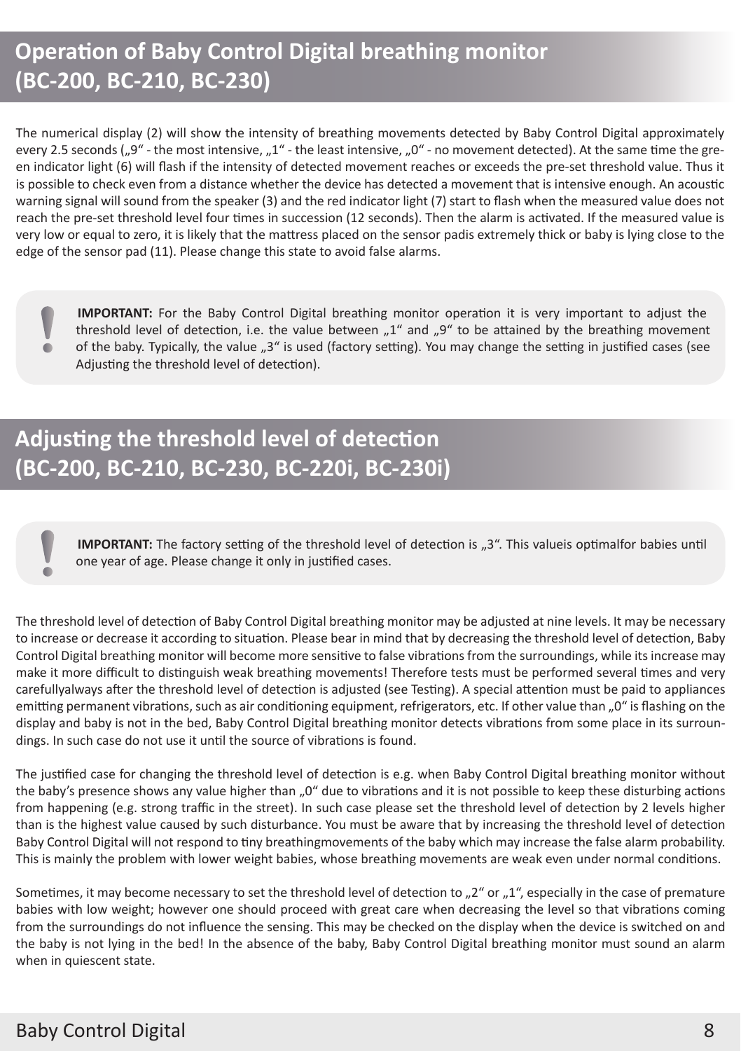## Operation of Baby Control Digital breathing monitor (BC-200, BC-210, BC-230)

The numerical display (2) will show the intensity of breathing movements detected by Baby Control Digital approximately every 2.5 seconds („9" - the most intensive, „1" - the least intensive, „0" - no movement detected). At the same time the green indicator light (6) will flash if the intensity of detected movement reaches or exceeds the pre-set threshold value. Thus it is possible to check even from a distance whether the device has detected a movement that is intensive enough. An acoustic warning signal will sound from the speaker (3) and the red indicator light (7) start to flash when the measured value does not reach the pre-set threshold level four times in succession (12 seconds). Then the alarm is activated. If the measured value is very low or equal to zero, it is likely that the mattress placed on the sensor padis extremely thick or baby is lying close to the edge of the sensor pad (11). Please change this state to avoid false alarms.

**IMPORTANT:** For the Baby Control Digital breathing monitor operation it is very important to adjust the threshold level of detection, i.e. the value between „1" and „9" to be attained by the breathing movement of the baby. Typically, the value „3" is used (factory setting). You may change the setting in justified cases (see Adjusting the threshold level of detection).

## Adjusting the threshold level of detection (BC-200, BC-210, BC-230, BC-220i, BC-230i)

**IMPORTANT:** The factory setting of the threshold level of detection is „3". This valueis optimalfor babies until one year of age. Please change it only in justified cases.

The threshold level of detection of Baby Control Digital breathing monitor may be adjusted at nine levels. It may be necessary to increase or decrease it according to situation. Please bear in mind that by decreasing the threshold level of detection, Baby Control Digital breathing monitor will become more sensitive to false vibrations from the surroundings, while its increase may make it more difficult to distinguish weak breathing movements! Therefore tests must be performed several times and very carefullyalways after the threshold level of detection is adjusted (see Testing). A special attention must be paid to appliances emitting permanent vibrations, such as air conditioning equipment, refrigerators, etc. If other value than „0" is flashing on the display and baby is not in the bed, Baby Control Digital breathing monitor detects vibrations from some place in its surroundings. In such case do not use it until the source of vibrations is found.

The justified case for changing the threshold level of detection is e.g. when Baby Control Digital breathing monitor without the baby's presence shows any value higher than „0" due to vibrations and it is not possible to keep these disturbing actions from happening (e.g. strong traffic in the street). In such case please set the threshold level of detection by 2 levels higher than is the highest value caused by such disturbance. You must be aware that by increasing the threshold level of detection Baby Control Digital will not respond to tiny breathingmovements of the baby which may increase the false alarm probability. This is mainly the problem with lower weight babies, whose breathing movements are weak even under normal conditions.

Sometimes, it may become necessary to set the threshold level of detection to „2" or „1", especially in the case of premature babies with low weight; however one should proceed with great care when decreasing the level so that vibrations coming from the surroundings do not influence the sensing. This may be checked on the display when the device is switched on and the baby is not lying in the bed! In the absence of the baby, Baby Control Digital breathing monitor must sound an alarm when in quiescent state.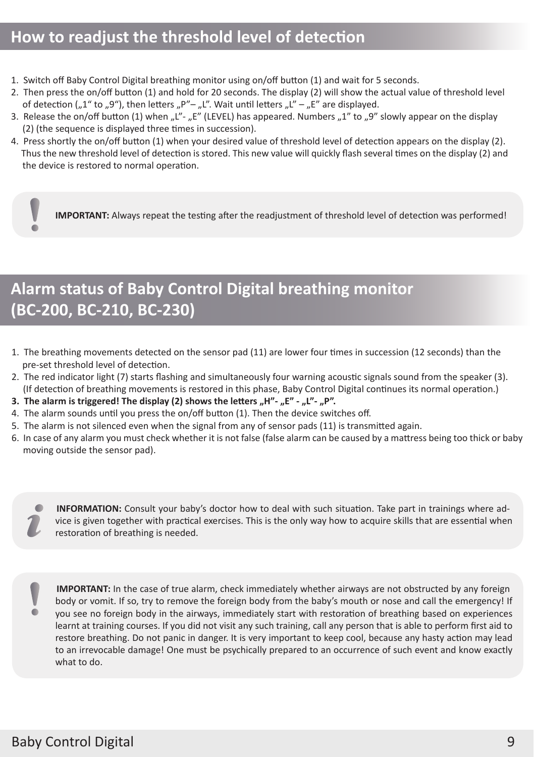## How to readjust the threshold level of detection

1. Switch off Baby Control Digital breathing monitor using on/off button (1) and wait for 5 seconds.
2. Then press the on/off button (1) and hold for 20 seconds. The display (2) will show the actual value of threshold level of detection („1“ to „9“), then letters „P”– „L”. Wait until letters „L” – „E” are displayed.
3. Release the on/off button (1) when „L”- „E” (LEVEL) has appeared. Numbers „1” to „9” slowly appear on the display (2) (the sequence is displayed three times in succession).
4. Press shortly the on/off button (1) when your desired value of threshold level of detection appears on the display (2). Thus the new threshold level of detection is stored. This new value will quickly flash several times on the display (2) and the device is restored to normal operation.

**IMPORTANT:** Always repeat the testing after the readjustment of threshold level of detection was performed!

## Alarm status of Baby Control Digital breathing monitor (BC-200, BC-210, BC-230)

1. The breathing movements detected on the sensor pad (11) are lower four times in succession (12 seconds) than the pre-set threshold level of detection.
2. The red indicator light (7) starts flashing and simultaneously four warning acoustic signals sound from the speaker (3). (If detection of breathing movements is restored in this phase, Baby Control Digital continues its normal operation.)
3. **The alarm is triggered! The display (2) shows the letters „H”- „E” - „L”- „P”.**
4. The alarm sounds until you press the on/off button (1). Then the device switches off.
5. The alarm is not silenced even when the signal from any of sensor pads (11) is transmitted again.
6. In case of any alarm you must check whether it is not false (false alarm can be caused by a mattress being too thick or baby moving outside the sensor pad).

**INFORMATION:** Consult your baby's doctor how to deal with such situation. Take part in trainings where advice is given together with practical exercises. This is the only way how to acquire skills that are essential when restoration of breathing is needed.

**IMPORTANT:** In the case of true alarm, check immediately whether airways are not obstructed by any foreign body or vomit. If so, try to remove the foreign body from the baby's mouth or nose and call the emergency! If you see no foreign body in the airways, immediately start with restoration of breathing based on experiences learnt at training courses. If you did not visit any such training, call any person that is able to perform first aid to restore breathing. Do not panic in danger. It is very important to keep cool, because any hasty action may lead to an irrevocable damage! One must be psychically prepared to an occurrence of such event and know exactly what to do.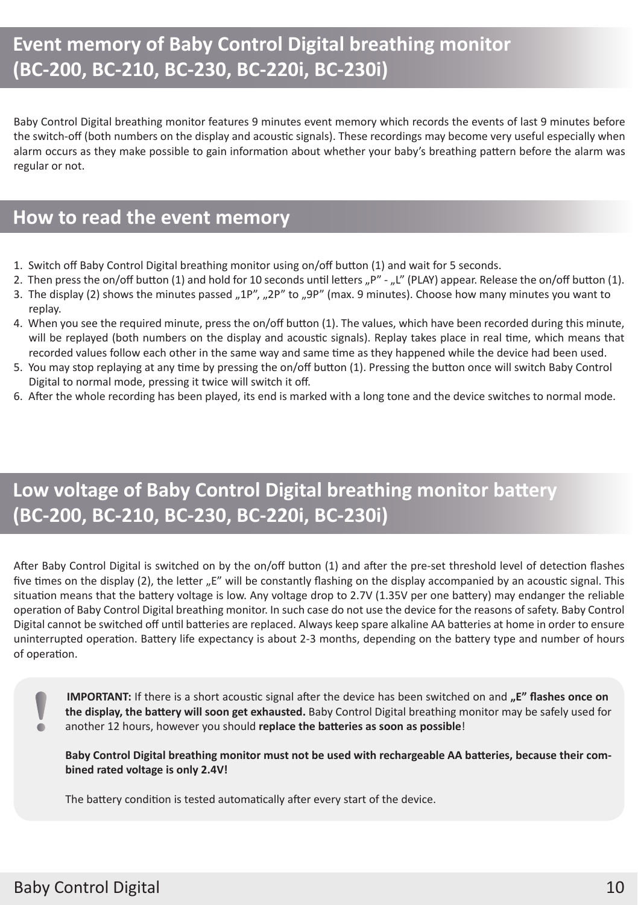## Event memory of Baby Control Digital breathing monitor (BC-200, BC-210, BC-230, BC-220i, BC-230i)

Baby Control Digital breathing monitor features 9 minutes event memory which records the events of last 9 minutes before the switch-off (both numbers on the display and acoustic signals). These recordings may become very useful especially when alarm occurs as they make possible to gain information about whether your baby's breathing pattern before the alarm was regular or not.

## How to read the event memory

1. Switch off Baby Control Digital breathing monitor using on/off button (1) and wait for 5 seconds.
2. Then press the on/off button (1) and hold for 10 seconds until letters „P" - „L" (PLAY) appear. Release the on/off button (1).
3. The display (2) shows the minutes passed „1P", „2P" to „9P" (max. 9 minutes). Choose how many minutes you want to replay.
4. When you see the required minute, press the on/off button (1). The values, which have been recorded during this minute, will be replayed (both numbers on the display and acoustic signals). Replay takes place in real time, which means that recorded values follow each other in the same way and same time as they happened while the device had been used.
5. You may stop replaying at any time by pressing the on/off button (1). Pressing the button once will switch Baby Control Digital to normal mode, pressing it twice will switch it off.
6. After the whole recording has been played, its end is marked with a long tone and the device switches to normal mode.

## Low voltage of Baby Control Digital breathing monitor battery (BC-200, BC-210, BC-230, BC-220i, BC-230i)

After Baby Control Digital is switched on by the on/off button (1) and after the pre-set threshold level of detection flashes five times on the display (2), the letter „E" will be constantly flashing on the display accompanied by an acoustic signal. This situation means that the battery voltage is low. Any voltage drop to 2.7V (1.35V per one battery) may endanger the reliable operation of Baby Control Digital breathing monitor. In such case do not use the device for the reasons of safety. Baby Control Digital cannot be switched off until batteries are replaced. Always keep spare alkaline AA batteries at home in order to ensure uninterrupted operation. Battery life expectancy is about 2-3 months, depending on the battery type and number of hours of operation.

**IMPORTANT:** If there is a short acoustic signal after the device has been switched on and **„E" flashes once on the display, the battery will soon get exhausted.** Baby Control Digital breathing monitor may be safely used for another 12 hours, however you should **replace the batteries as soon as possible**!

**Baby Control Digital breathing monitor must not be used with rechargeable AA batteries, because their combined rated voltage is only 2.4V!**

The battery condition is tested automatically after every start of the device.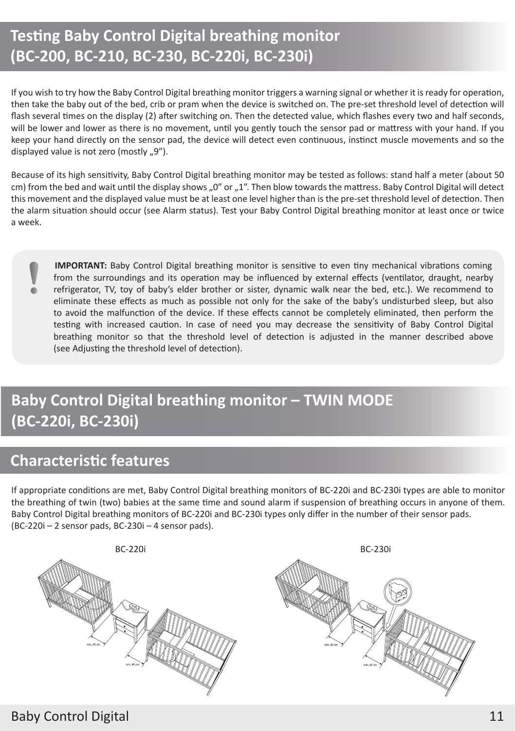# Testing Baby Control Digital breathing monitor (BC-200, BC-210, BC-230, BC-220i, BC-230i)

If you wish to try how the Baby Control Digital breathing monitor triggers a warning signal or whether it is ready for operation, then take the baby out of the bed, crib or pram when the device is switched on. The pre-set threshold level of detection will flash several times on the display (2) after switching on. Then the detected value, which flashes every two and half seconds, will be lower and lower as there is no movement, until you gently touch the sensor pad or mattress with your hand. If you keep your hand directly on the sensor pad, the device will detect even continuous, instinct muscle movements and so the displayed value is not zero (mostly „9").

Because of its high sensitivity, Baby Control Digital breathing monitor may be tested as follows: stand half a meter (about 50 cm) from the bed and wait until the display shows „0" or „1". Then blow towards the mattress. Baby Control Digital will detect this movement and the displayed value must be at least one level higher than is the pre-set threshold level of detection. Then the alarm situation should occur (see Alarm status). Test your Baby Control Digital breathing monitor at least once or twice a week.

> **IMPORTANT:** Baby Control Digital breathing monitor is sensitive to even tiny mechanical vibrations coming from the surroundings and its operation may be influenced by external effects (ventilator, draught, nearby refrigerator, TV, toy of baby's elder brother or sister, dynamic walk near the bed, etc.). We recommend to eliminate these effects as much as possible not only for the sake of the baby's undisturbed sleep, but also to avoid the malfunction of the device. If these effects cannot be completely eliminated, then perform the testing with increased caution. In case of need you may decrease the sensitivity of Baby Control Digital breathing monitor so that the threshold level of detection is adjusted in the manner described above (see Adjusting the threshold level of detection).

# Baby Control Digital breathing monitor – TWIN MODE (BC-220i, BC-230i)

## Characteristic features

If appropriate conditions are met, Baby Control Digital breathing monitors of BC-220i and BC-230i types are able to monitor the breathing of twin (two) babies at the same time and sound alarm if suspension of breathing occurs in anyone of them. Baby Control Digital breathing monitors of BC-220i and BC-230i types only differ in the number of their sensor pads.
(BC-220i – 2 sensor pads, BC-230i – 4 sensor pads).

BC-220i

min. 40 cm

min. 40 cm

BC-230i

min. 40 cm

min. 40 cm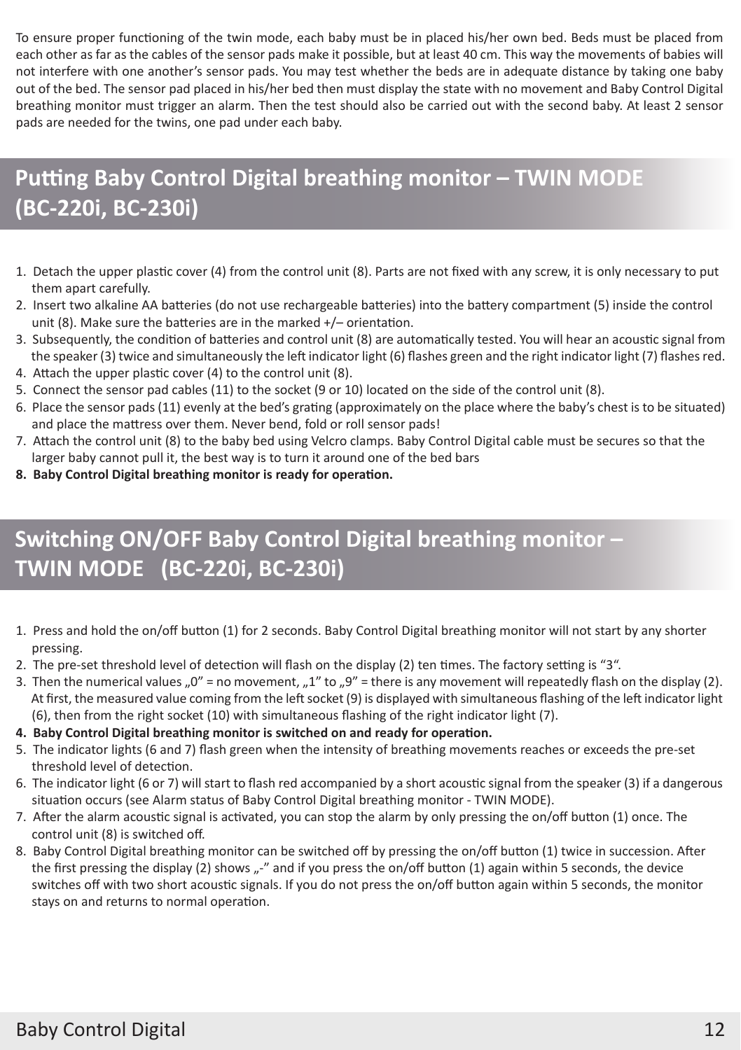To ensure proper functioning of the twin mode, each baby must be in placed his/her own bed. Beds must be placed from each other as far as the cables of the sensor pads make it possible, but at least 40 cm. This way the movements of babies will not interfere with one another's sensor pads. You may test whether the beds are in adequate distance by taking one baby out of the bed. The sensor pad placed in his/her bed then must display the state with no movement and Baby Control Digital breathing monitor must trigger an alarm. Then the test should also be carried out with the second baby. At least 2 sensor pads are needed for the twins, one pad under each baby.

## Putting Baby Control Digital breathing monitor – TWIN MODE (BC-220i, BC-230i)

1. Detach the upper plastic cover (4) from the control unit (8). Parts are not fixed with any screw, it is only necessary to put them apart carefully.
2. Insert two alkaline AA batteries (do not use rechargeable batteries) into the battery compartment (5) inside the control unit (8). Make sure the batteries are in the marked +/– orientation.
3. Subsequently, the condition of batteries and control unit (8) are automatically tested. You will hear an acoustic signal from the speaker (3) twice and simultaneously the left indicator light (6) flashes green and the right indicator light (7) flashes red.
4. Attach the upper plastic cover (4) to the control unit (8).
5. Connect the sensor pad cables (11) to the socket (9 or 10) located on the side of the control unit (8).
6. Place the sensor pads (11) evenly at the bed's grating (approximately on the place where the baby's chest is to be situated) and place the mattress over them. Never bend, fold or roll sensor pads!
7. Attach the control unit (8) to the baby bed using Velcro clamps. Baby Control Digital cable must be secures so that the larger baby cannot pull it, the best way is to turn it around one of the bed bars
8. **Baby Control Digital breathing monitor is ready for operation.**

## Switching ON/OFF Baby Control Digital breathing monitor – TWIN MODE (BC-220i, BC-230i)

1. Press and hold the on/off button (1) for 2 seconds. Baby Control Digital breathing monitor will not start by any shorter pressing.
2. The pre-set threshold level of detection will flash on the display (2) ten times. The factory setting is "3".
3. Then the numerical values „0" = no movement, „1" to „9" = there is any movement will repeatedly flash on the display (2). At first, the measured value coming from the left socket (9) is displayed with simultaneous flashing of the left indicator light (6), then from the right socket (10) with simultaneous flashing of the right indicator light (7).
4. **Baby Control Digital breathing monitor is switched on and ready for operation.**
5. The indicator lights (6 and 7) flash green when the intensity of breathing movements reaches or exceeds the pre-set threshold level of detection.
6. The indicator light (6 or 7) will start to flash red accompanied by a short acoustic signal from the speaker (3) if a dangerous situation occurs (see Alarm status of Baby Control Digital breathing monitor - TWIN MODE).
7. After the alarm acoustic signal is activated, you can stop the alarm by only pressing the on/off button (1) once. The control unit (8) is switched off.
8. Baby Control Digital breathing monitor can be switched off by pressing the on/off button (1) twice in succession. After the first pressing the display (2) shows „-" and if you press the on/off button (1) again within 5 seconds, the device switches off with two short acoustic signals. If you do not press the on/off button again within 5 seconds, the monitor stays on and returns to normal operation.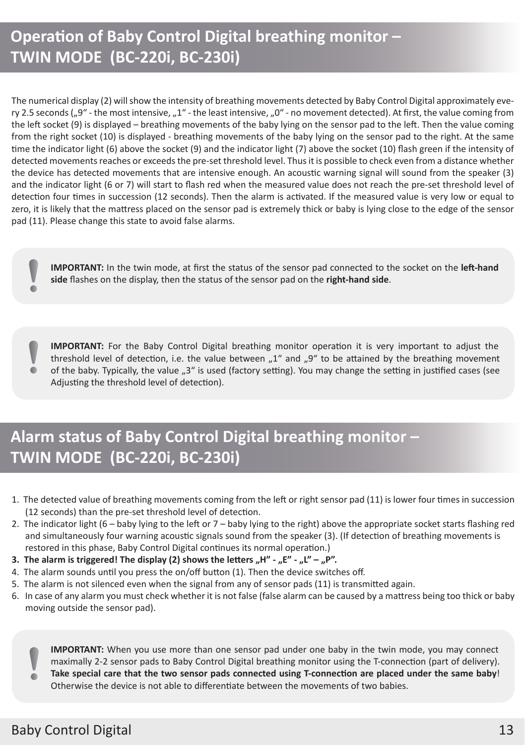## Operation of Baby Control Digital breathing monitor – TWIN MODE (BC-220i, BC-230i)

The numerical display (2) will show the intensity of breathing movements detected by Baby Control Digital approximately every 2.5 seconds („9" - the most intensive, „1" - the least intensive, „0" - no movement detected). At first, the value coming from the left socket (9) is displayed – breathing movements of the baby lying on the sensor pad to the left. Then the value coming from the right socket (10) is displayed - breathing movements of the baby lying on the sensor pad to the right. At the same time the indicator light (6) above the socket (9) and the indicator light (7) above the socket (10) flash green if the intensity of detected movements reaches or exceeds the pre-set threshold level. Thus it is possible to check even from a distance whether the device has detected movements that are intensive enough. An acoustic warning signal will sound from the speaker (3) and the indicator light (6 or 7) will start to flash red when the measured value does not reach the pre-set threshold level of detection four times in succession (12 seconds). Then the alarm is activated. If the measured value is very low or equal to zero, it is likely that the mattress placed on the sensor pad is extremely thick or baby is lying close to the edge of the sensor pad (11). Please change this state to avoid false alarms.

> **IMPORTANT:** In the twin mode, at first the status of the sensor pad connected to the socket on the **left-hand side** flashes on the display, then the status of the sensor pad on the **right-hand side**.

> **IMPORTANT:** For the Baby Control Digital breathing monitor operation it is very important to adjust the threshold level of detection, i.e. the value between „1" and „9" to be attained by the breathing movement of the baby. Typically, the value „3" is used (factory setting). You may change the setting in justified cases (see Adjusting the threshold level of detection).

## Alarm status of Baby Control Digital breathing monitor – TWIN MODE (BC-220i, BC-230i)

1. The detected value of breathing movements coming from the left or right sensor pad (11) is lower four times in succession (12 seconds) than the pre-set threshold level of detection.
2. The indicator light (6 – baby lying to the left or 7 – baby lying to the right) above the appropriate socket starts flashing red and simultaneously four warning acoustic signals sound from the speaker (3). (If detection of breathing movements is restored in this phase, Baby Control Digital continues its normal operation.)
3. **The alarm is triggered! The display (2) shows the letters „H" - „E" - „L" – „P".**
4. The alarm sounds until you press the on/off button (1). Then the device switches off.
5. The alarm is not silenced even when the signal from any of sensor pads (11) is transmitted again.
6. In case of any alarm you must check whether it is not false (false alarm can be caused by a mattress being too thick or baby moving outside the sensor pad).

> **IMPORTANT:** When you use more than one sensor pad under one baby in the twin mode, you may connect maximally 2-2 sensor pads to Baby Control Digital breathing monitor using the T-connection (part of delivery). **Take special care that the two sensor pads connected using T-connection are placed under the same baby**! Otherwise the device is not able to differentiate between the movements of two babies.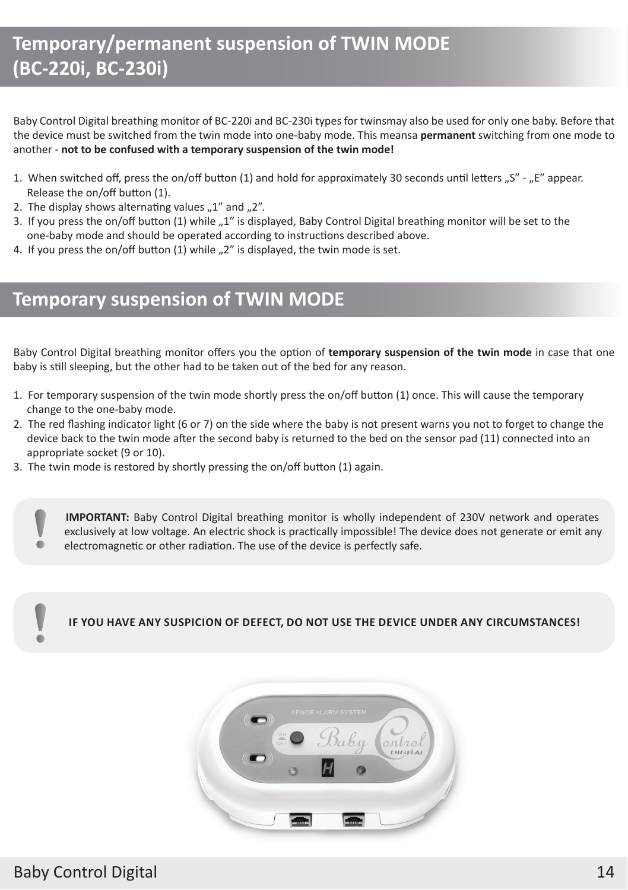## Temporary/permanent suspension of TWIN MODE (BC-220i, BC-230i)

Baby Control Digital breathing monitor of BC-220i and BC-230i types for twinsmay also be used for only one baby. Before that the device must be switched from the twin mode into one-baby mode. This meansa **permanent** switching from one mode to another - **not to be confused with a temporary suspension of the twin mode!**

1. When switched off, press the on/off button (1) and hold for approximately 30 seconds until letters „S" - „E" appear. Release the on/off button (1).
2. The display shows alternating values „1" and „2".
3. If you press the on/off button (1) while „1" is displayed, Baby Control Digital breathing monitor will be set to the one-baby mode and should be operated according to instructions described above.
4. If you press the on/off button (1) while „2" is displayed, the twin mode is set.

## Temporary suspension of TWIN MODE

Baby Control Digital breathing monitor offers you the option of **temporary suspension of the twin mode** in case that one baby is still sleeping, but the other had to be taken out of the bed for any reason.

1. For temporary suspension of the twin mode shortly press the on/off button (1) once. This will cause the temporary change to the one-baby mode.
2. The red flashing indicator light (6 or 7) on the side where the baby is not present warns you not to forget to change the device back to the twin mode after the second baby is returned to the bed on the sensor pad (11) connected into an appropriate socket (9 or 10).
3. The twin mode is restored by shortly pressing the on/off button (1) again.

**IMPORTANT:** Baby Control Digital breathing monitor is wholly independent of 230V network and operates exclusively at low voltage. An electric shock is practically impossible! The device does not generate or emit any electromagnetic or other radiation. The use of the device is perfectly safe.

**IF YOU HAVE ANY SUSPICION OF DEFECT, DO NOT USE THE DEVICE UNDER ANY CIRCUMSTANCES!**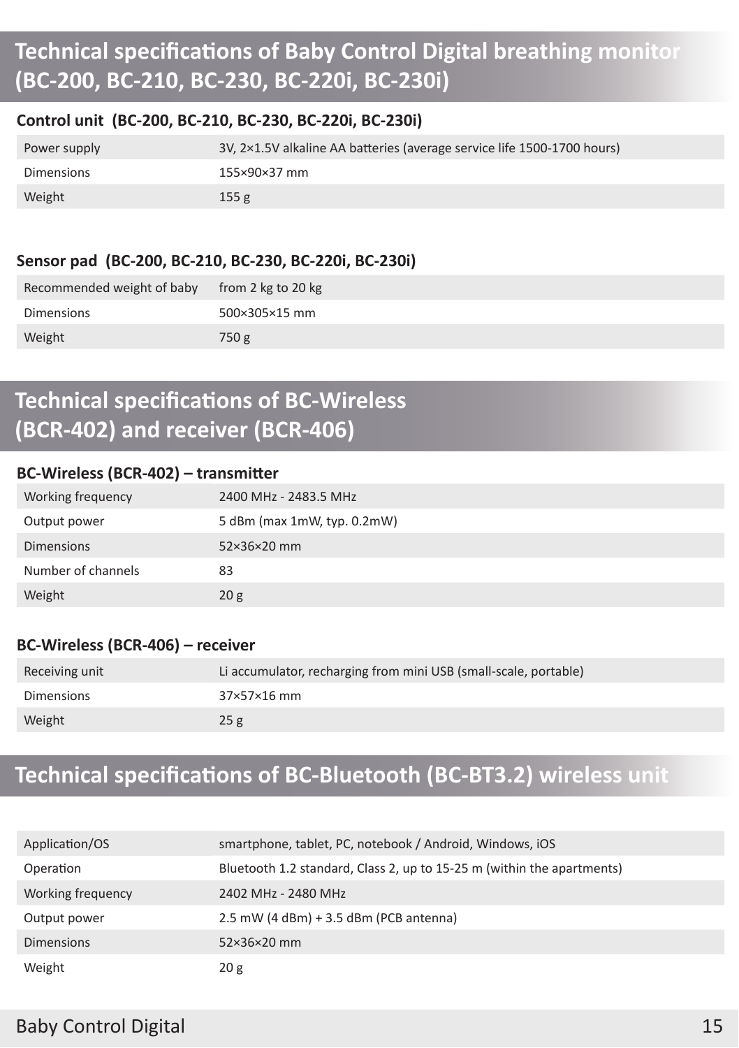## Technical specifications of Baby Control Digital breathing monitor (BC-200, BC-210, BC-230, BC-220i, BC-230i)

### Control unit (BC-200, BC-210, BC-230, BC-220i, BC-230i)

| | |
|---|---|
| Power supply | 3V, 2×1.5V alkaline AA batteries (average service life 1500-1700 hours) |
| Dimensions | 155×90×37 mm |
| Weight | 155 g |

### Sensor pad (BC-200, BC-210, BC-230, BC-220i, BC-230i)

| | |
|---|---|
| Recommended weight of baby | from 2 kg to 20 kg |
| Dimensions | 500×305×15 mm |
| Weight | 750 g |

## Technical specifications of BC-Wireless (BCR-402) and receiver (BCR-406)

### BC-Wireless (BCR-402) – transmitter

| | |
|---|---|
| Working frequency | 2400 MHz - 2483.5 MHz |
| Output power | 5 dBm (max 1mW, typ. 0.2mW) |
| Dimensions | 52×36×20 mm |
| Number of channels | 83 |
| Weight | 20 g |

### BC-Wireless (BCR-406) – receiver

| | |
|---|---|
| Receiving unit | Li accumulator, recharging from mini USB (small-scale, portable) |
| Dimensions | 37×57×16 mm |
| Weight | 25 g |

## Technical specifications of BC-Bluetooth (BC-BT3.2) wireless unit

| | |
|---|---|
| Application/OS | smartphone, tablet, PC, notebook / Android, Windows, iOS |
| Operation | Bluetooth 1.2 standard, Class 2, up to 15-25 m (within the apartments) |
| Working frequency | 2402 MHz - 2480 MHz |
| Output power | 2.5 mW (4 dBm) + 3.5 dBm (PCB antenna) |
| Dimensions | 52×36×20 mm |
| Weight | 20 g |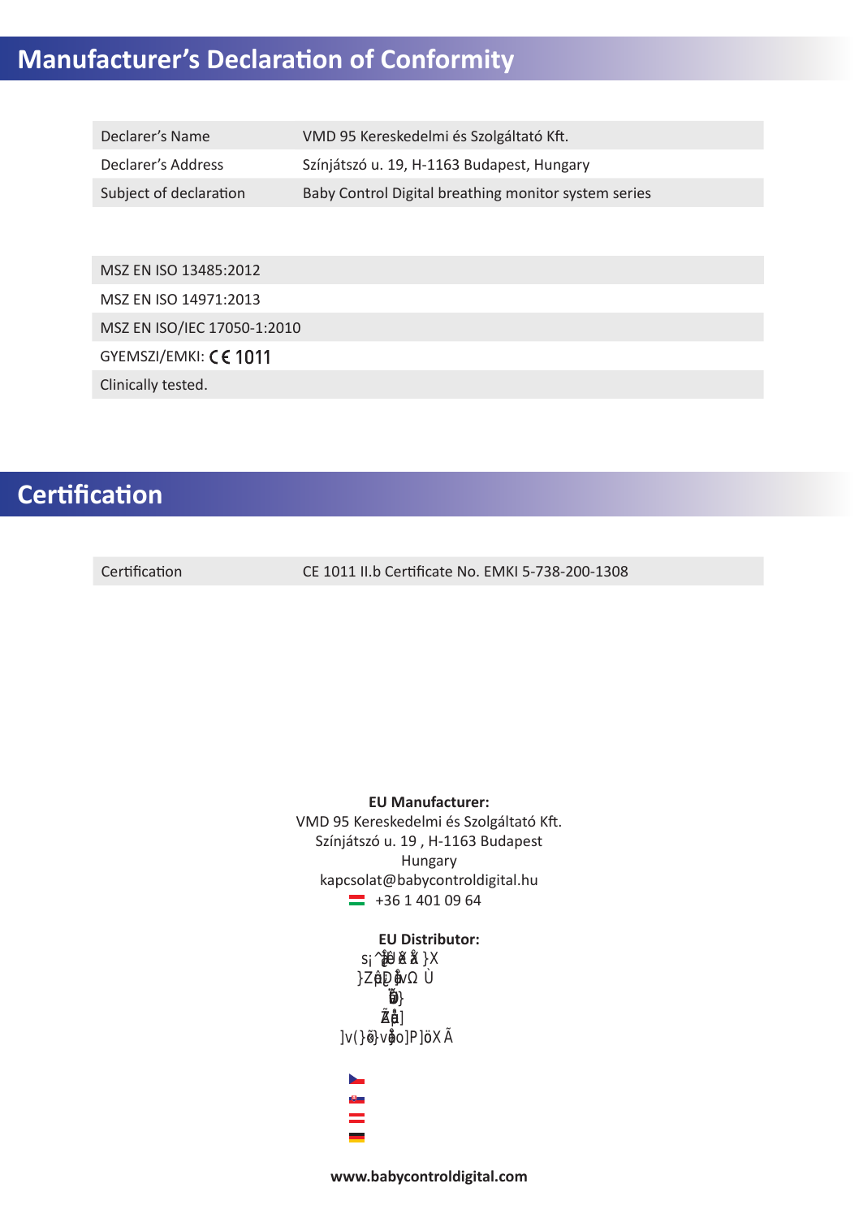# Manufacturer's Declaration of Conformity

| | |
|---|---|
| Declarer's Name | VMD 95 Kereskedelmi és Szolgáltató Kft. |
| Declarer's Address | Színjátszó u. 19, H-1163 Budapest, Hungary |
| Subject of declaration | Baby Control Digital breathing monitor system series |

MSZ EN ISO 13485:2012

MSZ EN ISO 14971:2013

MSZ EN ISO/IEC 17050-1:2010

GYEMSZI/EMKI: CE 1011

Clinically tested.

# Certification

| | |
|---|---|
| Certification | CE 1011 II.b Certificate No. EMKI 5-738-200-1308 |

**EU Manufacturer:**
VMD 95 Kereskedelmi és Szolgáltató Kft.
Színjátszó u. 19 , H-1163 Budapest
Hungary
kapcsolat@babycontroldigital.hu
+36 1 401 09 64

**EU Distributor:**

**www.babycontroldigital.com**